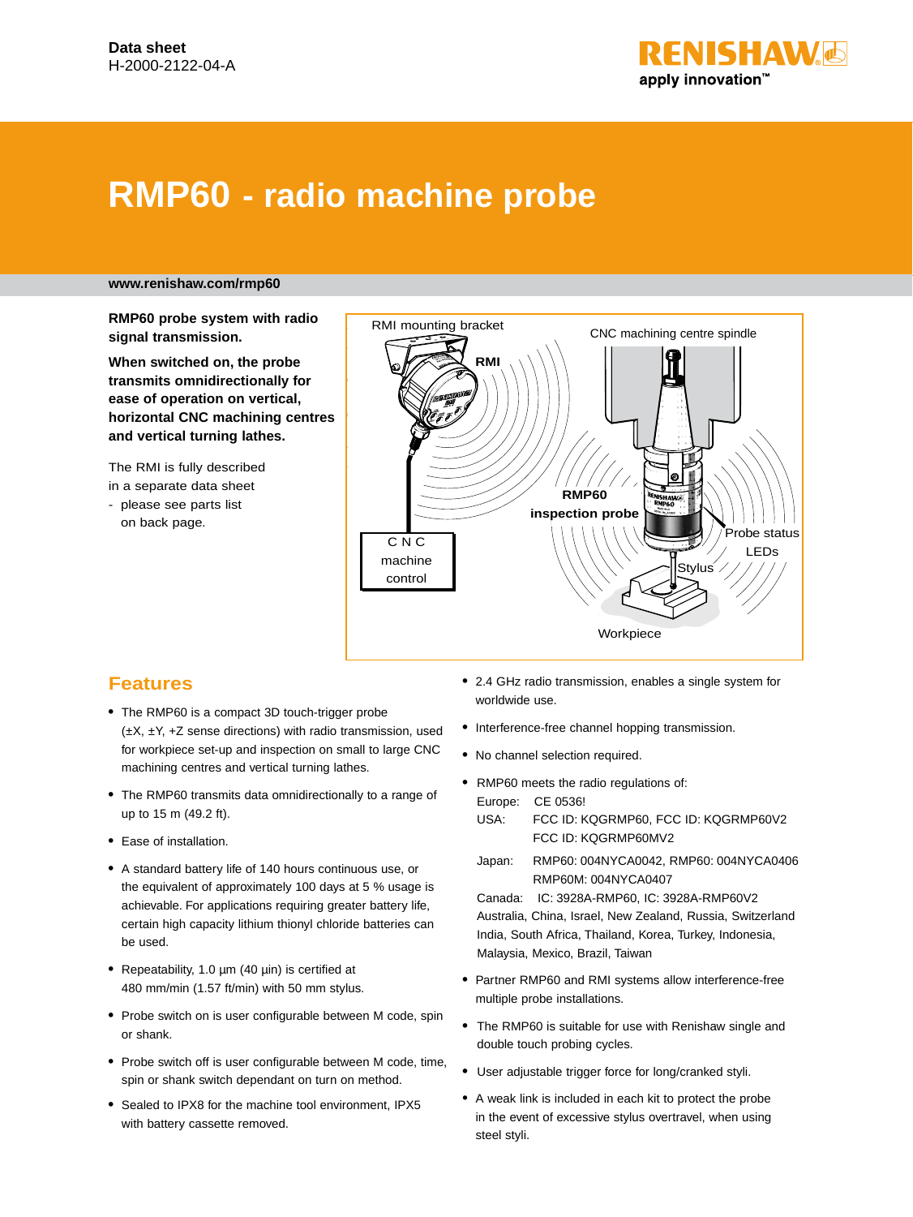Data sheet
H-2000-2122-04-A

# RMP60 - radio machine probe

**www.renishaw.com/rmp60**

**RMP60 probe system with radio signal transmission.**

**When switched on, the probe transmits omnidirectionally for ease of operation on vertical, horizontal CNC machining centres and vertical turning lathes.**

The RMI is fully described in a separate data sheet - please see parts list on back page.

RMI mounting bracket
RMI
CNC machining centre spindle
RMP60 inspection probe
Probe status LEDs
Stylus
CNC machine control
Workpiece

## Features

- The RMP60 is a compact 3D touch-trigger probe (±X, ±Y, +Z sense directions) with radio transmission, used for workpiece set-up and inspection on small to large CNC machining centres and vertical turning lathes.
- The RMP60 transmits data omnidirectionally to a range of up to 15 m (49.2 ft).
- Ease of installation.
- A standard battery life of 140 hours continuous use, or the equivalent of approximately 100 days at 5 % usage is achievable. For applications requiring greater battery life, certain high capacity lithium thionyl chloride batteries can be used.
- Repeatability, 1.0 µm (40 µin) is certified at 480 mm/min (1.57 ft/min) with 50 mm stylus.
- Probe switch on is user configurable between M code, spin or shank.
- Probe switch off is user configurable between M code, time, spin or shank switch dependant on turn on method.
- Sealed to IPX8 for the machine tool environment, IPX5 with battery cassette removed.
- 2.4 GHz radio transmission, enables a single system for worldwide use.
- Interference-free channel hopping transmission.
- No channel selection required.
- RMP60 meets the radio regulations of:
  Europe: CE 0536!
  USA: FCC ID: KQGRMP60, FCC ID: KQGRMP60V2
  FCC ID: KQGRMP60MV2
  Japan: RMP60: 004NYCA0042, RMP60: 004NYCA0406
  RMP60M: 004NYCA0407
  Canada: IC: 3928A-RMP60, IC: 3928A-RMP60V2
  Australia, China, Israel, New Zealand, Russia, Switzerland India, South Africa, Thailand, Korea, Turkey, Indonesia, Malaysia, Mexico, Brazil, Taiwan
- Partner RMP60 and RMI systems allow interference-free multiple probe installations.
- The RMP60 is suitable for use with Renishaw single and double touch probing cycles.
- User adjustable trigger force for long/cranked styli.
- A weak link is included in each kit to protect the probe in the event of excessive stylus overtravel, when using steel styli.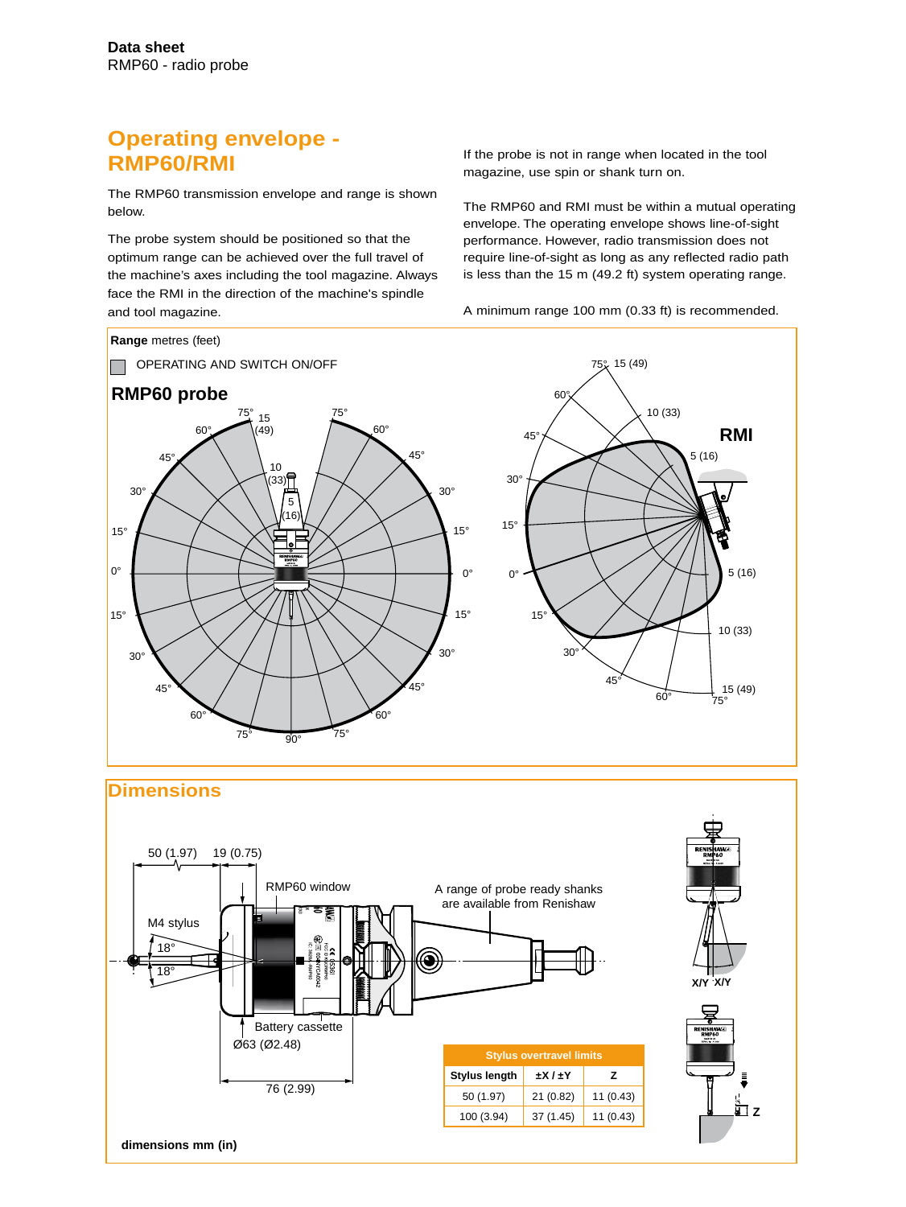## Operating envelope - RMP60/RMI

The RMP60 transmission envelope and range is shown below.

The probe system should be positioned so that the optimum range can be achieved over the full travel of the machine's axes including the tool magazine. Always face the RMI in the direction of the machine's spindle and tool magazine.

If the probe is not in range when located in the tool magazine, use spin or shank turn on.

The RMP60 and RMI must be within a mutual operating envelope. The operating envelope shows line-of-sight performance. However, radio transmission does not require line-of-sight as long as any reflected radio path is less than the 15 m (49.2 ft) system operating range.

A minimum range 100 mm (0.33 ft) is recommended.

**Range** metres (feet)

OPERATING AND SWITCH ON/OFF

**RMP60 probe**

**RMI**

## Dimensions

50 (1.97) 19 (0.75)

RMP60 window

A range of probe ready shanks are available from Renishaw

M4 stylus

18°

18°

Battery cassette

Ø63 (Ø2.48)

76 (2.99)

| Stylus overtravel limits | | |
|---|---|---|
| Stylus length | ±X / ±Y | Z |
| 50 (1.97) | 21 (0.82) | 11 (0.43) |
| 100 (3.94) | 37 (1.45) | 11 (0.43) |

X/Y X/Y

Z

**dimensions mm (in)**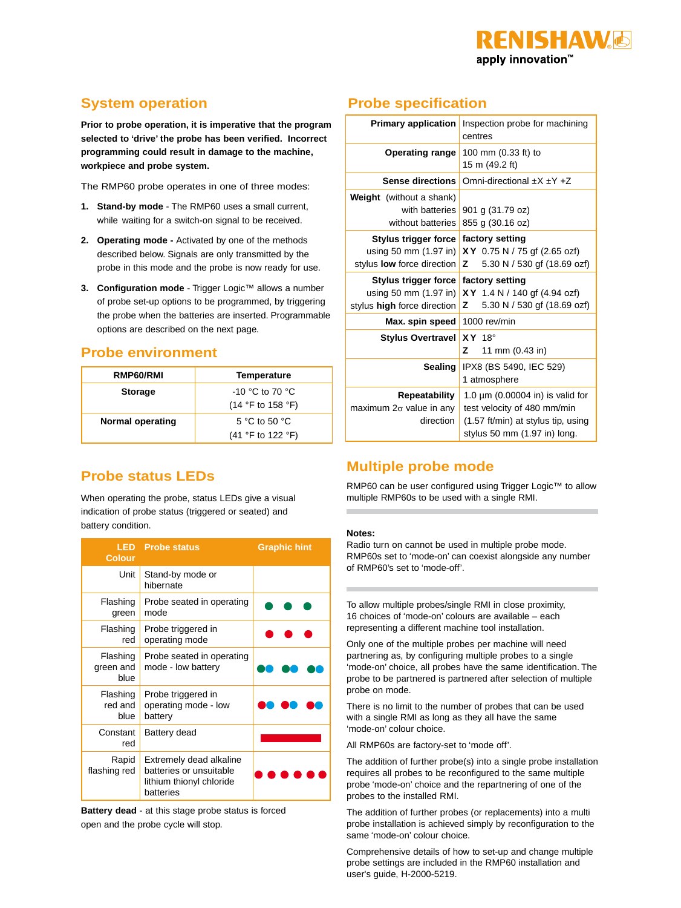## System operation

**Prior to probe operation, it is imperative that the program selected to 'drive' the probe has been verified. Incorrect programming could result in damage to the machine, workpiece and probe system.**

The RMP60 probe operates in one of three modes:

1. **Stand-by mode** - The RMP60 uses a small current, while waiting for a switch-on signal to be received.
2. **Operating mode -** Activated by one of the methods described below. Signals are only transmitted by the probe in this mode and the probe is now ready for use.
3. **Configuration mode** - Trigger Logic™ allows a number of probe set-up options to be programmed, by triggering the probe when the batteries are inserted. Programmable options are described on the next page.

## Probe environment

| RMP60/RMI | Temperature |
|---|---|
| **Storage** | -10 °C to 70 °C (14 °F to 158 °F) |
| **Normal operating** | 5 °C to 50 °C (41 °F to 122 °F) |

## Probe status LEDs

When operating the probe, status LEDs give a visual indication of probe status (triggered or seated) and battery condition.

| LED Colour | Probe status | Graphic hint |
|---|---|---|
| Unit | Stand-by mode or hibernate | |
| Flashing green | Probe seated in operating mode | ● ● ● (green) |
| Flashing red | Probe triggered in operating mode | ● ● ● (red) |
| Flashing green and blue | Probe seated in operating mode - low battery | ●● ●● ●● (green/blue) |
| Flashing red and blue | Probe triggered in operating mode - low battery | ●● ●● ●● (red/blue) |
| Constant red | Battery dead | ▬ (red) |
| Rapid flashing red | Extremely dead alkaline batteries or unsuitable lithium thionyl chloride batteries | ● ● ● ● ● ● (red) |

**Battery dead** - at this stage probe status is forced open and the probe cycle will stop.

## Probe specification

| | |
|---|---|
| **Primary application** | Inspection probe for machining centres |
| **Operating range** | 100 mm (0.33 ft) to 15 m (49.2 ft) |
| **Sense directions** | Omni-directional ±X ±Y +Z |
| **Weight** (without a shank) with batteries / without batteries | 901 g (31.79 oz) / 855 g (30.16 oz) |
| **Stylus trigger force** using 50 mm (1.97 in) stylus **low** force direction | **factory setting** **XY** 0.75 N / 75 gf (2.65 ozf) **Z** 5.30 N / 530 gf (18.69 ozf) |
| **Stylus trigger force** using 50 mm (1.97 in) stylus **high** force direction | **factory setting** **XY** 1.4 N / 140 gf (4.94 ozf) **Z** 5.30 N / 530 gf (18.69 ozf) |
| **Max. spin speed** | 1000 rev/min |
| **Stylus Overtravel** | **XY** 18° **Z** 11 mm (0.43 in) |
| **Sealing** | IPX8 (BS 5490, IEC 529) 1 atmosphere |
| **Repeatability** maximum 2σ value in any direction | 1.0 µm (0.00004 in) is valid for test velocity of 480 mm/min (1.57 ft/min) at stylus tip, using stylus 50 mm (1.97 in) long. |

## Multiple probe mode

RMP60 can be user configured using Trigger Logic™ to allow multiple RMP60s to be used with a single RMI.

**Notes:**
Radio turn on cannot be used in multiple probe mode.
RMP60s set to 'mode-on' can coexist alongside any number of RMP60's set to 'mode-off'.

To allow multiple probes/single RMI in close proximity, 16 choices of 'mode-on' colours are available – each representing a different machine tool installation.

Only one of the multiple probes per machine will need partnering as, by configuring multiple probes to a single 'mode-on' colour choice, all probes have the same identification. The probe to be partnered is partnered after selection of multiple probe on mode.

There is no limit to the number of probes that can be used with a single RMI as long as they all have the same 'mode-on' colour choice.

All RMP60s are factory-set to 'mode off'.

The addition of further probe(s) into a single probe installation requires all probes to be reconfigured to the same multiple probe 'mode-on' colour choice and the repartnering of one of the probes to the installed RMI.

The addition of further probes (or replacements) into a multi probe installation is achieved simply by reconfiguration to the same 'mode-on' colour choice.

Comprehensive details of how to set-up and change multiple probe settings are included in the RMP60 installation and user's guide, H-2000-5219.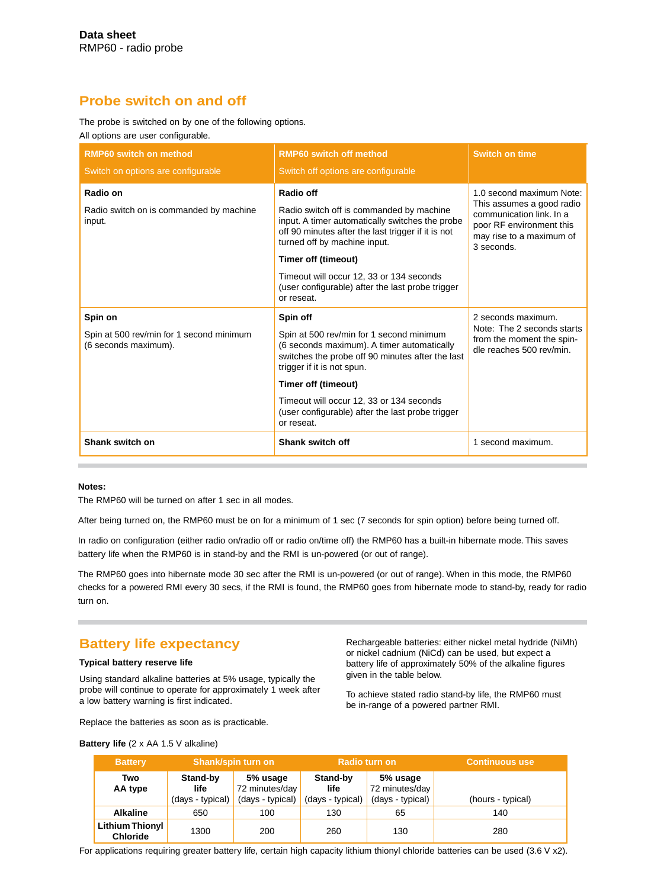**Data sheet**
RMP60 - radio probe

## Probe switch on and off

The probe is switched on by one of the following options.
All options are user configurable.

| **RMP60 switch on method**<br>Switch on options are configurable | **RMP60 switch off method**<br>Switch off options are configurable | **Switch on time** |
|---|---|---|
| **Radio on**<br>Radio switch on is commanded by machine input. | **Radio off**<br>Radio switch off is commanded by machine input. A timer automatically switches the probe off 90 minutes after the last trigger if it is not turned off by machine input.<br>**Timer off (timeout)**<br>Timeout will occur 12, 33 or 134 seconds (user configurable) after the last probe trigger or reseat. | 1.0 second maximum Note: This assumes a good radio communication link. In a poor RF environment this may rise to a maximum of 3 seconds. |
| **Spin on**<br>Spin at 500 rev/min for 1 second minimum (6 seconds maximum). | **Spin off**<br>Spin at 500 rev/min for 1 second minimum (6 seconds maximum). A timer automatically switches the probe off 90 minutes after the last trigger if it is not spun.<br>**Timer off (timeout)**<br>Timeout will occur 12, 33 or 134 seconds (user configurable) after the last probe trigger or reseat. | 2 seconds maximum.<br>Note: The 2 seconds starts from the moment the spindle reaches 500 rev/min. |
| **Shank switch on** | **Shank switch off** | 1 second maximum. |

**Notes:**

The RMP60 will be turned on after 1 sec in all modes.

After being turned on, the RMP60 must be on for a minimum of 1 sec (7 seconds for spin option) before being turned off.

In radio on configuration (either radio on/radio off or radio on/time off) the RMP60 has a built-in hibernate mode. This saves battery life when the RMP60 is in stand-by and the RMI is un-powered (or out of range).

The RMP60 goes into hibernate mode 30 sec after the RMI is un-powered (or out of range). When in this mode, the RMP60 checks for a powered RMI every 30 secs, if the RMI is found, the RMP60 goes from hibernate mode to stand-by, ready for radio turn on.

## Battery life expectancy

**Typical battery reserve life**

Using standard alkaline batteries at 5% usage, typically the probe will continue to operate for approximately 1 week after a low battery warning is first indicated.

Replace the batteries as soon as is practicable.

Rechargeable batteries: either nickel metal hydride (NiMh) or nickel cadnium (NiCd) can be used, but expect a battery life of approximately 50% of the alkaline figures given in the table below.

To achieve stated radio stand-by life, the RMP60 must be in-range of a powered partner RMI.

**Battery life** (2 x AA 1.5 V alkaline)

| Battery | Shank/spin turn on | | Radio turn on | | Continuous use |
|---|---|---|---|---|---|
| **Two AA type** | **Stand-by life** (days - typical) | **5% usage** 72 minutes/day (days - typical) | **Stand-by life** (days - typical) | **5% usage** 72 minutes/day (days - typical) | (hours - typical) |
| **Alkaline** | 650 | 100 | 130 | 65 | 140 |
| **Lithium Thionyl Chloride** | 1300 | 200 | 260 | 130 | 280 |

For applications requiring greater battery life, certain high capacity lithium thionyl chloride batteries can be used (3.6 V x2).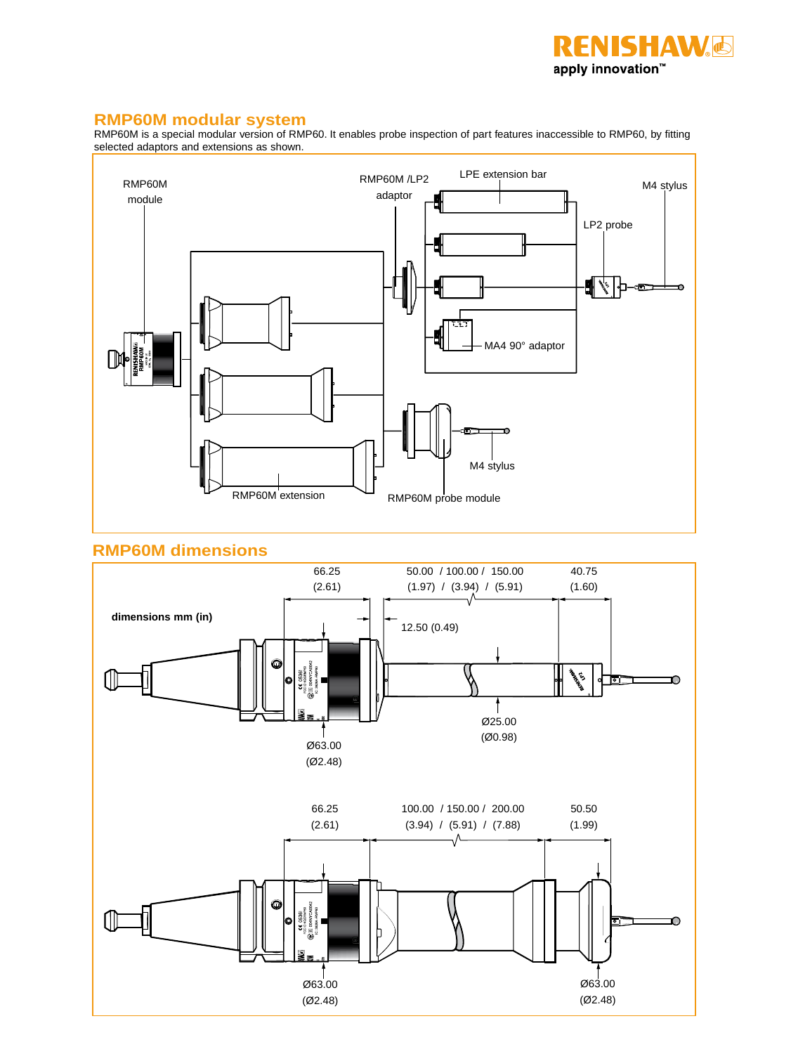## RMP60M modular system

RMP60M is a special modular version of RMP60. It enables probe inspection of part features inaccessible to RMP60, by fitting selected adaptors and extensions as shown.

RMP60M module

RMP60M /LP2 adaptor

LPE extension bar

M4 stylus

LP2 probe

MA4 90° adaptor

M4 stylus

RMP60M extension

RMP60M probe module

## RMP60M dimensions

**dimensions mm (in)**

66.25 (2.61)

50.00 / 100.00 / 150.00 (1.97) / (3.94) / (5.91)

40.75 (1.60)

12.50 (0.49)

Ø25.00 (Ø0.98)

Ø63.00 (Ø2.48)

66.25 (2.61)

100.00 / 150.00 / 200.00 (3.94) / (5.91) / (7.88)

50.50 (1.99)

Ø63.00 (Ø2.48)

Ø63.00 (Ø2.48)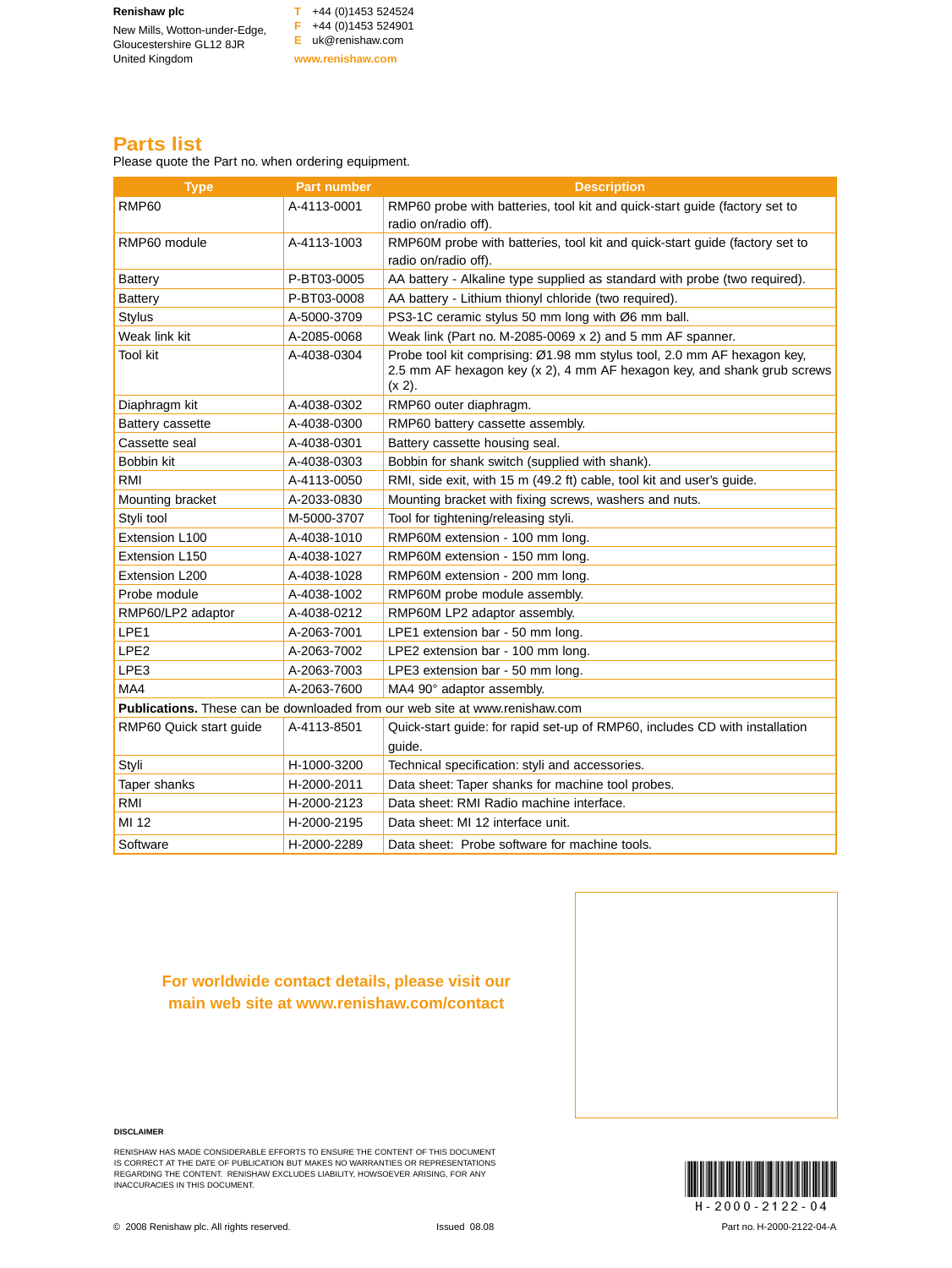**Renishaw plc**

New Mills, Wotton-under-Edge,
Gloucestershire GL12 8JR
United Kingdom

T +44 (0)1453 524524
F +44 (0)1453 524901
E uk@renishaw.com
www.renishaw.com

## Parts list

Please quote the Part no. when ordering equipment.

| Type | Part number | Description |
|---|---|---|
| RMP60 | A-4113-0001 | RMP60 probe with batteries, tool kit and quick-start guide (factory set to radio on/radio off). |
| RMP60 module | A-4113-1003 | RMP60M probe with batteries, tool kit and quick-start guide (factory set to radio on/radio off). |
| Battery | P-BT03-0005 | AA battery - Alkaline type supplied as standard with probe (two required). |
| Battery | P-BT03-0008 | AA battery - Lithium thionyl chloride (two required). |
| Stylus | A-5000-3709 | PS3-1C ceramic stylus 50 mm long with Ø6 mm ball. |
| Weak link kit | A-2085-0068 | Weak link (Part no. M-2085-0069 x 2) and 5 mm AF spanner. |
| Tool kit | A-4038-0304 | Probe tool kit comprising: Ø1.98 mm stylus tool, 2.0 mm AF hexagon key, 2.5 mm AF hexagon key (x 2), 4 mm AF hexagon key, and shank grub screws (x 2). |
| Diaphragm kit | A-4038-0302 | RMP60 outer diaphragm. |
| Battery cassette | A-4038-0300 | RMP60 battery cassette assembly. |
| Cassette seal | A-4038-0301 | Battery cassette housing seal. |
| Bobbin kit | A-4038-0303 | Bobbin for shank switch (supplied with shank). |
| RMI | A-4113-0050 | RMI, side exit, with 15 m (49.2 ft) cable, tool kit and user's guide. |
| Mounting bracket | A-2033-0830 | Mounting bracket with fixing screws, washers and nuts. |
| Styli tool | M-5000-3707 | Tool for tightening/releasing styli. |
| Extension L100 | A-4038-1010 | RMP60M extension - 100 mm long. |
| Extension L150 | A-4038-1027 | RMP60M extension - 150 mm long. |
| Extension L200 | A-4038-1028 | RMP60M extension - 200 mm long. |
| Probe module | A-4038-1002 | RMP60M probe module assembly. |
| RMP60/LP2 adaptor | A-4038-0212 | RMP60M LP2 adaptor assembly. |
| LPE1 | A-2063-7001 | LPE1 extension bar - 50 mm long. |
| LPE2 | A-2063-7002 | LPE2 extension bar - 100 mm long. |
| LPE3 | A-2063-7003 | LPE3 extension bar - 50 mm long. |
| MA4 | A-2063-7600 | MA4 90° adaptor assembly. |
| **Publications.** These can be downloaded from our web site at www.renishaw.com | | |
| RMP60 Quick start guide | A-4113-8501 | Quick-start guide: for rapid set-up of RMP60, includes CD with installation guide. |
| Styli | H-1000-3200 | Technical specification: styli and accessories. |
| Taper shanks | H-2000-2011 | Data sheet: Taper shanks for machine tool probes. |
| RMI | H-2000-2123 | Data sheet: RMI Radio machine interface. |
| MI 12 | H-2000-2195 | Data sheet: MI 12 interface unit. |
| Software | H-2000-2289 | Data sheet: Probe software for machine tools. |

**For worldwide contact details, please visit our main web site at www.renishaw.com/contact**

**DISCLAIMER**

RENISHAW HAS MADE CONSIDERABLE EFFORTS TO ENSURE THE CONTENT OF THIS DOCUMENT IS CORRECT AT THE DATE OF PUBLICATION BUT MAKES NO WARRANTIES OR REPRESENTATIONS REGARDING THE CONTENT. RENISHAW EXCLUDES LIABILITY, HOWSOEVER ARISING, FOR ANY INACCURACIES IN THIS DOCUMENT.

H-2000-2122-04

© 2008 Renishaw plc. All rights reserved. Issued 08.08 Part no. H-2000-2122-04-A